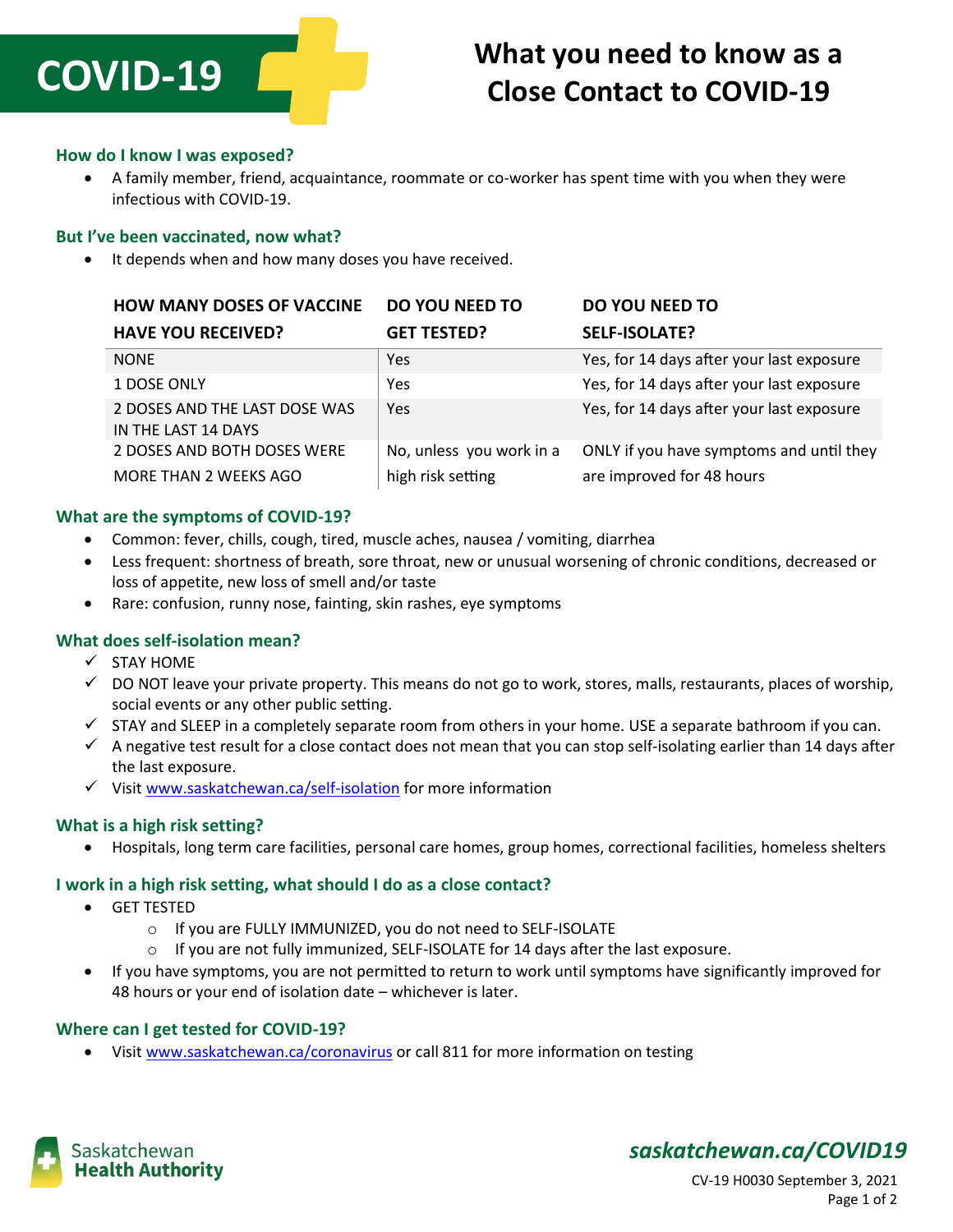# COVID-19

# What you need to know as a Close Contact to COVID-19

### How do I know I was exposed?

- A family member, friend, acquaintance, roommate or co-worker has spent time with you when they were infectious with COVID-19.

### But I've been vaccinated, now what?

- It depends when and how many doses you have received.

| HOW MANY DOSES OF VACCINE HAVE YOU RECEIVED? | DO YOU NEED TO GET TESTED? | DO YOU NEED TO SELF-ISOLATE? |
|---|---|---|
| NONE | Yes | Yes, for 14 days after your last exposure |
| 1 DOSE ONLY | Yes | Yes, for 14 days after your last exposure |
| 2 DOSES AND THE LAST DOSE WAS IN THE LAST 14 DAYS | Yes | Yes, for 14 days after your last exposure |
| 2 DOSES AND BOTH DOSES WERE MORE THAN 2 WEEKS AGO | No, unless you work in a high risk setting | ONLY if you have symptoms and until they are improved for 48 hours |

### What are the symptoms of COVID-19?

- Common: fever, chills, cough, tired, muscle aches, nausea / vomiting, diarrhea
- Less frequent: shortness of breath, sore throat, new or unusual worsening of chronic conditions, decreased or loss of appetite, new loss of smell and/or taste
- Rare: confusion, runny nose, fainting, skin rashes, eye symptoms

### What does self-isolation mean?

- ✓ STAY HOME
- ✓ DO NOT leave your private property. This means do not go to work, stores, malls, restaurants, places of worship, social events or any other public setting.
- ✓ STAY and SLEEP in a completely separate room from others in your home. USE a separate bathroom if you can.
- ✓ A negative test result for a close contact does not mean that you can stop self-isolating earlier than 14 days after the last exposure.
- ✓ Visit www.saskatchewan.ca/self-isolation for more information

### What is a high risk setting?

- Hospitals, long term care facilities, personal care homes, group homes, correctional facilities, homeless shelters

### I work in a high risk setting, what should I do as a close contact?

- GET TESTED
  - If you are FULLY IMMUNIZED, you do not need to SELF-ISOLATE
  - If you are not fully immunized, SELF-ISOLATE for 14 days after the last exposure.
- If you have symptoms, you are not permitted to return to work until symptoms have significantly improved for 48 hours or your end of isolation date – whichever is later.

### Where can I get tested for COVID-19?

- Visit www.saskatchewan.ca/coronavirus or call 811 for more information on testing

Saskatchewan Health Authority

*saskatchewan.ca/COVID19*

CV-19 H0030 September 3, 2021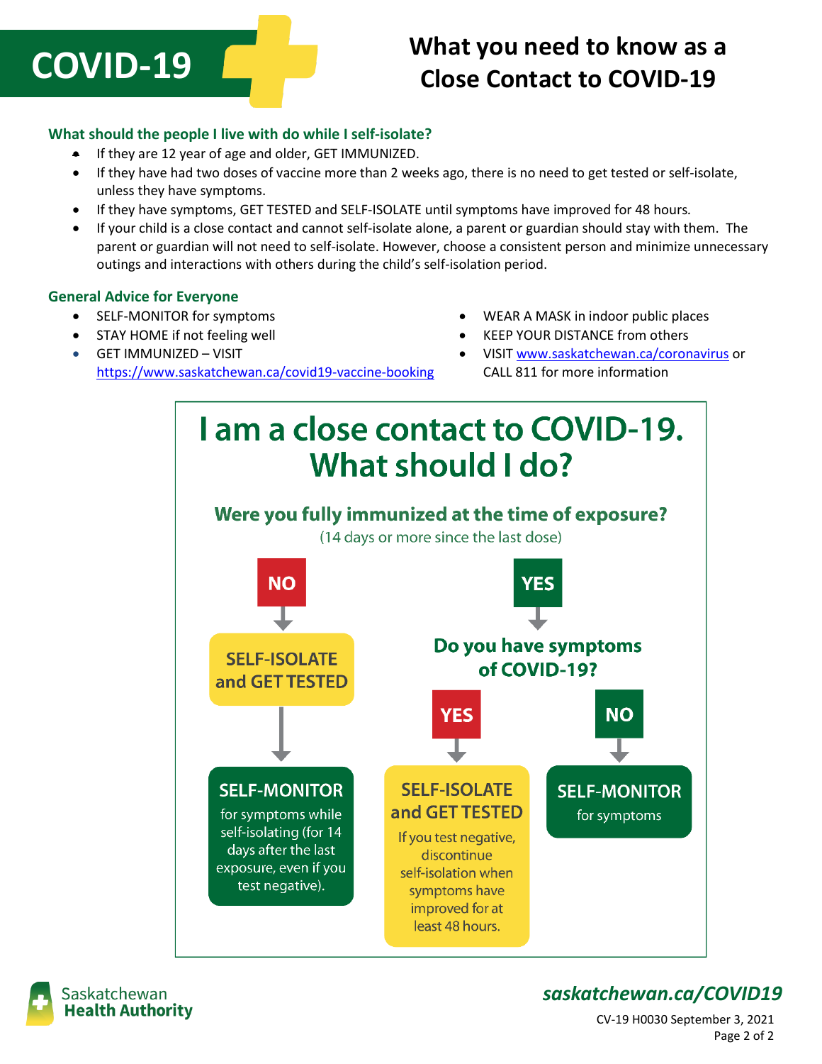# COVID-19

# What you need to know as a Close Contact to COVID-19

### What should the people I live with do while I self-isolate?

- If they are 12 year of age and older, GET IMMUNIZED.
- If they have had two doses of vaccine more than 2 weeks ago, there is no need to get tested or self-isolate, unless they have symptoms.
- If they have symptoms, GET TESTED and SELF-ISOLATE until symptoms have improved for 48 hours.
- If your child is a close contact and cannot self-isolate alone, a parent or guardian should stay with them. The parent or guardian will not need to self-isolate. However, choose a consistent person and minimize unnecessary outings and interactions with others during the child's self-isolation period.

### General Advice for Everyone

- SELF-MONITOR for symptoms
- STAY HOME if not feeling well
- GET IMMUNIZED – VISIT https://www.saskatchewan.ca/covid19-vaccine-booking
- WEAR A MASK in indoor public places
- KEEP YOUR DISTANCE from others
- VISIT www.saskatchewan.ca/coronavirus or CALL 811 for more information

## I am a close contact to COVID-19. What should I do?

**Were you fully immunized at the time of exposure?**
(14 days or more since the last dose)

**NO**

**SELF-ISOLATE and GET TESTED**

**SELF-MONITOR** for symptoms while self-isolating (for 14 days after the last exposure, even if you test negative).

**YES**

**Do you have symptoms of COVID-19?**

**YES**

**SELF-ISOLATE and GET TESTED**
If you test negative, discontinue self-isolation when symptoms have improved for at least 48 hours.

**NO**

**SELF-MONITOR** for symptoms

Saskatchewan Health Authority

*saskatchewan.ca/COVID19*

CV-19 H0030 September 3, 2021